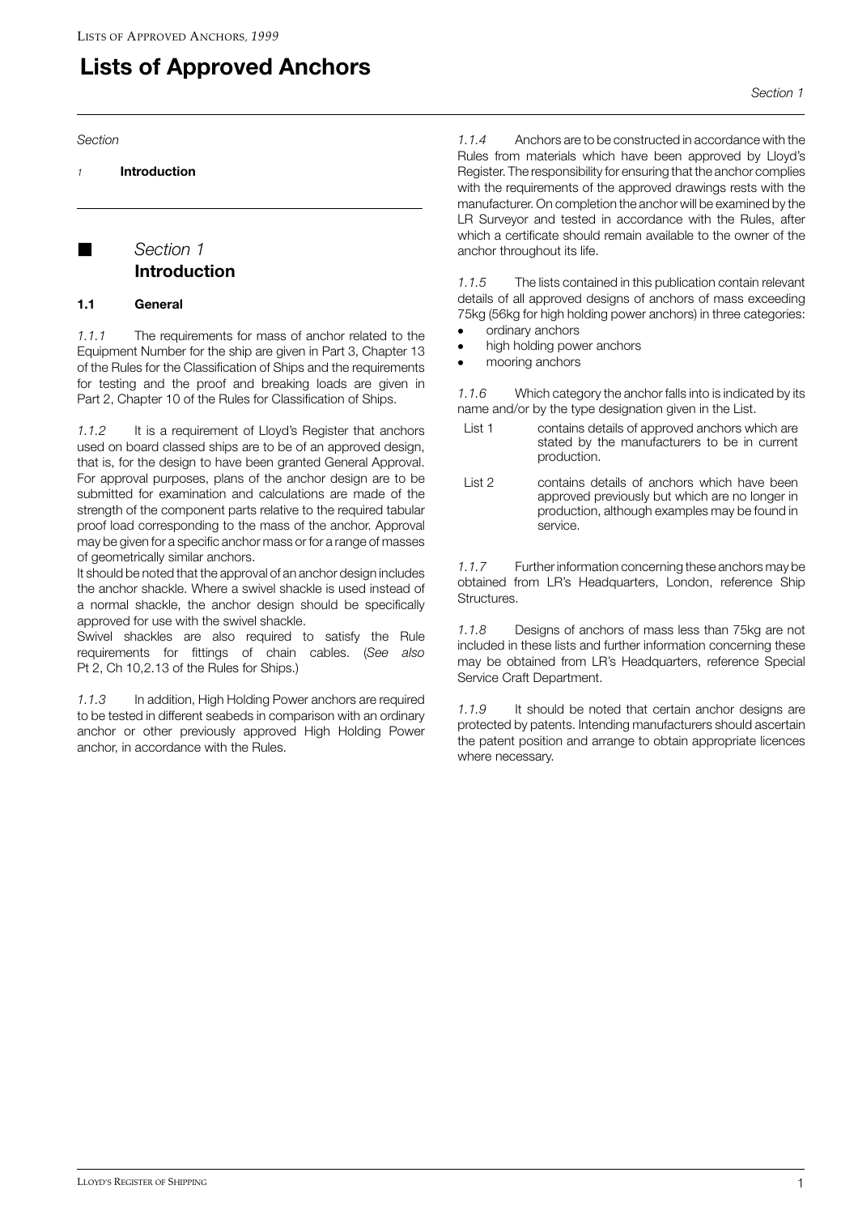# Lists of Approved Anchors

*Section*

*1* **Introduction**

## ■ *Section 1* Introduction

### 1.1 General

*1.1.1* The requirements for mass of anchor related to the Equipment Number for the ship are given in Part 3, Chapter 13 of the Rules for the Classification of Ships and the requirements for testing and the proof and breaking loads are given in Part 2, Chapter 10 of the Rules for Classification of Ships.

*1.1.2* It is a requirement of Lloyd's Register that anchors used on board classed ships are to be of an approved design, that is, for the design to have been granted General Approval. For approval purposes, plans of the anchor design are to be submitted for examination and calculations are made of the strength of the component parts relative to the required tabular proof load corresponding to the mass of the anchor. Approval may be given for a specific anchor mass or for a range of masses of geometrically similar anchors.

It should be noted that the approval of an anchor design includes the anchor shackle. Where a swivel shackle is used instead of a normal shackle, the anchor design should be specifically approved for use with the swivel shackle.

Swivel shackles are also required to satisfy the Rule requirements for fittings of chain cables. (*See also* Pt 2, Ch 10,2.13 of the Rules for Ships.)

*1.1.3* In addition, High Holding Power anchors are required to be tested in different seabeds in comparison with an ordinary anchor or other previously approved High Holding Power anchor, in accordance with the Rules.

*1.1.4* Anchors are to be constructed in accordance with the Rules from materials which have been approved by Lloyd's Register. The responsibility for ensuring that the anchor complies with the requirements of the approved drawings rests with the manufacturer. On completion the anchor will be examined by the LR Surveyor and tested in accordance with the Rules, after which a certificate should remain available to the owner of the anchor throughout its life.

*1.1.5* The lists contained in this publication contain relevant details of all approved designs of anchors of mass exceeding 75kg (56kg for high holding power anchors) in three categories:

- ordinary anchors
- high holding power anchors
- mooring anchors

*1.1.6* Which category the anchor falls into is indicated by its name and/or by the type designation given in the List.

- List 1 contains details of approved anchors which are stated by the manufacturers to be in current production.
- List 2 contains details of anchors which have been approved previously but which are no longer in production, although examples may be found in service.

*1.1.7* Further information concerning these anchors may be obtained from LR's Headquarters, London, reference Ship Structures.

*1.1.8* Designs of anchors of mass less than 75kg are not included in these lists and further information concerning these may be obtained from LR's Headquarters, reference Special Service Craft Department.

*1.1.9* It should be noted that certain anchor designs are protected by patents. Intending manufacturers should ascertain the patent position and arrange to obtain appropriate licences where necessary.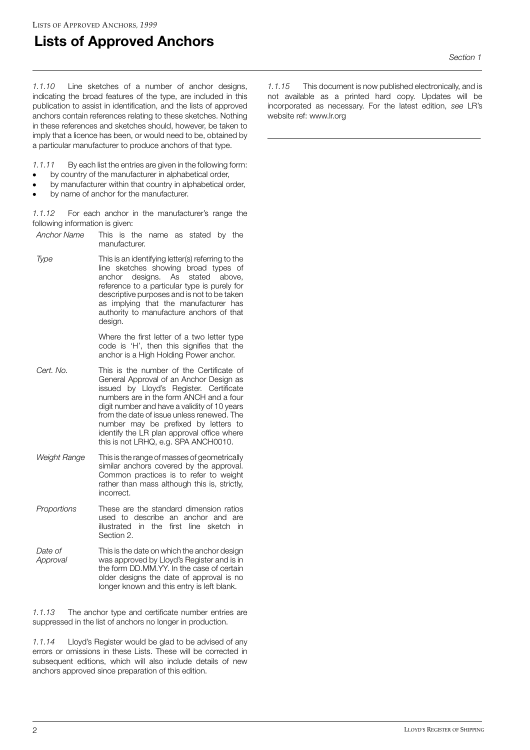# Lists of Approved Anchors

*Section 1*

*1.1.10* Line sketches of a number of anchor designs, indicating the broad features of the type, are included in this publication to assist in identification, and the lists of approved anchors contain references relating to these sketches. Nothing in these references and sketches should, however, be taken to imply that a licence has been, or would need to be, obtained by a particular manufacturer to produce anchors of that type.

*1.1.11* By each list the entries are given in the following form:

- by country of the manufacturer in alphabetical order,
- by manufacturer within that country in alphabetical order,
- by name of anchor for the manufacturer.

*1.1.12* For each anchor in the manufacturer's range the following information is given:

*Anchor Name* This is the name as stated by the manufacturer.

*Type* This is an identifying letter(s) referring to the line sketches showing broad types of anchor designs. As stated above, reference to a particular type is purely for descriptive purposes and is not to be taken as implying that the manufacturer has authority to manufacture anchors of that design.

Where the first letter of a two letter type code is 'H', then this signifies that the anchor is a High Holding Power anchor.

*Cert. No.* This is the number of the Certificate of General Approval of an Anchor Design as issued by Lloyd's Register. Certificate numbers are in the form ANCH and a four digit number and have a validity of 10 years from the date of issue unless renewed. The number may be prefixed by letters to identify the LR plan approval office where this is not LRHQ, e.g. SPA ANCH0010.

*Weight Range* This is the range of masses of geometrically similar anchors covered by the approval. Common practices is to refer to weight rather than mass although this is, strictly, incorrect.

*Proportions* These are the standard dimension ratios used to describe an anchor and are illustrated in the first line sketch in Section 2.

*Date of Approval* This is the date on which the anchor design was approved by Lloyd's Register and is in the form DD.MM.YY. In the case of certain older designs the date of approval is no longer known and this entry is left blank.

*1.1.13* The anchor type and certificate number entries are suppressed in the list of anchors no longer in production.

*1.1.14* Lloyd's Register would be glad to be advised of any errors or omissions in these Lists. These will be corrected in subsequent editions, which will also include details of new anchors approved since preparation of this edition.

*1.1.15* This document is now published electronically, and is not available as a printed hard copy. Updates will be incorporated as necessary. For the latest edition, *see* LR's website ref: www.lr.org